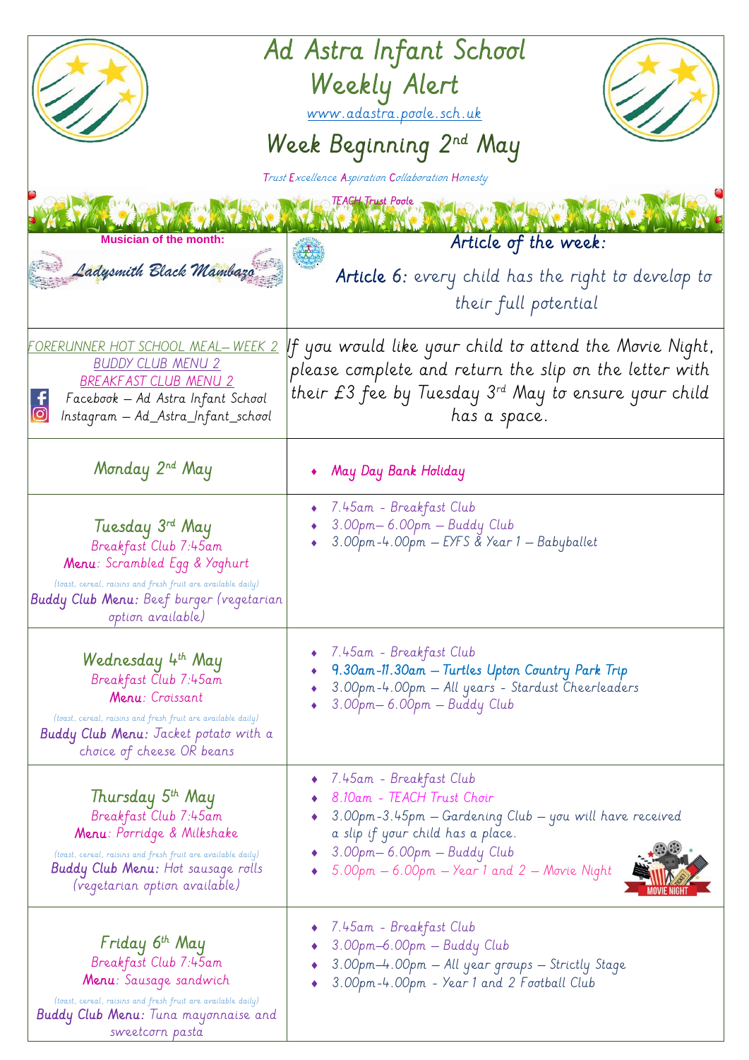# Ad Astra Infant School Weekly Alert

www.adastra.poole.sch.uk

## Week Beginning 2nd May

*Trust Excellence Aspiration Collaboration Honesty*

*TEACH Trust Poole*

**Musician of the month:** *Ladysmith Black Mambazo*

**Article of the week:**

**Article 6:** every child has the right to develop to their full potential

FORERUNNER HOT SCHOOL MEAL– WEEK 2
BUDDY CLUB MENU 2
BREAKFAST CLUB MENU 2
Facebook – Ad Astra Infant School
Instagram – Ad_Astra_Infant_school

If you would like your child to attend the Movie Night, please complete and return the slip on the letter with their £3 fee by Tuesday 3rd May to ensure your child has a space.

| Day | Events |
|---|---|
| Monday 2nd May | • May Day Bank Holiday |
| Tuesday 3rd May<br>Breakfast Club 7:45am<br>**Menu**: Scrambled Egg & Yoghurt<br>(toast, cereal, raisins and fresh fruit are available daily)<br>**Buddy Club Menu:** Beef burger (vegetarian option available) | • 7.45am - Breakfast Club<br>• 3.00pm– 6.00pm – Buddy Club<br>• 3.00pm-4.00pm – EYFS & Year 1 – Babyballet |
| Wednesday 4th May<br>Breakfast Club 7:45am<br>**Menu**: Croissant<br>(toast, cereal, raisins and fresh fruit are available daily)<br>**Buddy Club Menu:** Jacket potato with a choice of cheese OR beans | • 7.45am - Breakfast Club<br>• 9.30am-11.30am – Turtles Upton Country Park Trip<br>• 3.00pm-4.00pm – All years - Stardust Cheerleaders<br>• 3.00pm– 6.00pm – Buddy Club |
| Thursday 5th May<br>Breakfast Club 7:45am<br>**Menu**: Porridge & Milkshake<br>(toast, cereal, raisins and fresh fruit are available daily)<br>**Buddy Club Menu:** Hot sausage rolls (vegetarian option available) | • 7.45am - Breakfast Club<br>• 8.10am - TEACH Trust Choir<br>• 3.00pm-3.45pm – Gardening Club – you will have received a slip if your child has a place.<br>• 3.00pm– 6.00pm – Buddy Club<br>• 5.00pm – 6.00pm – Year 1 and 2 – Movie Night |
| Friday 6th May<br>Breakfast Club 7:45am<br>**Menu**: Sausage sandwich<br>(toast, cereal, raisins and fresh fruit are available daily)<br>**Buddy Club Menu:** Tuna mayonnaise and sweetcorn pasta | • 7.45am - Breakfast Club<br>• 3.00pm–6.00pm – Buddy Club<br>• 3.00pm–4.00pm – All year groups – Strictly Stage<br>• 3.00pm-4.00pm - Year 1 and 2 Football Club |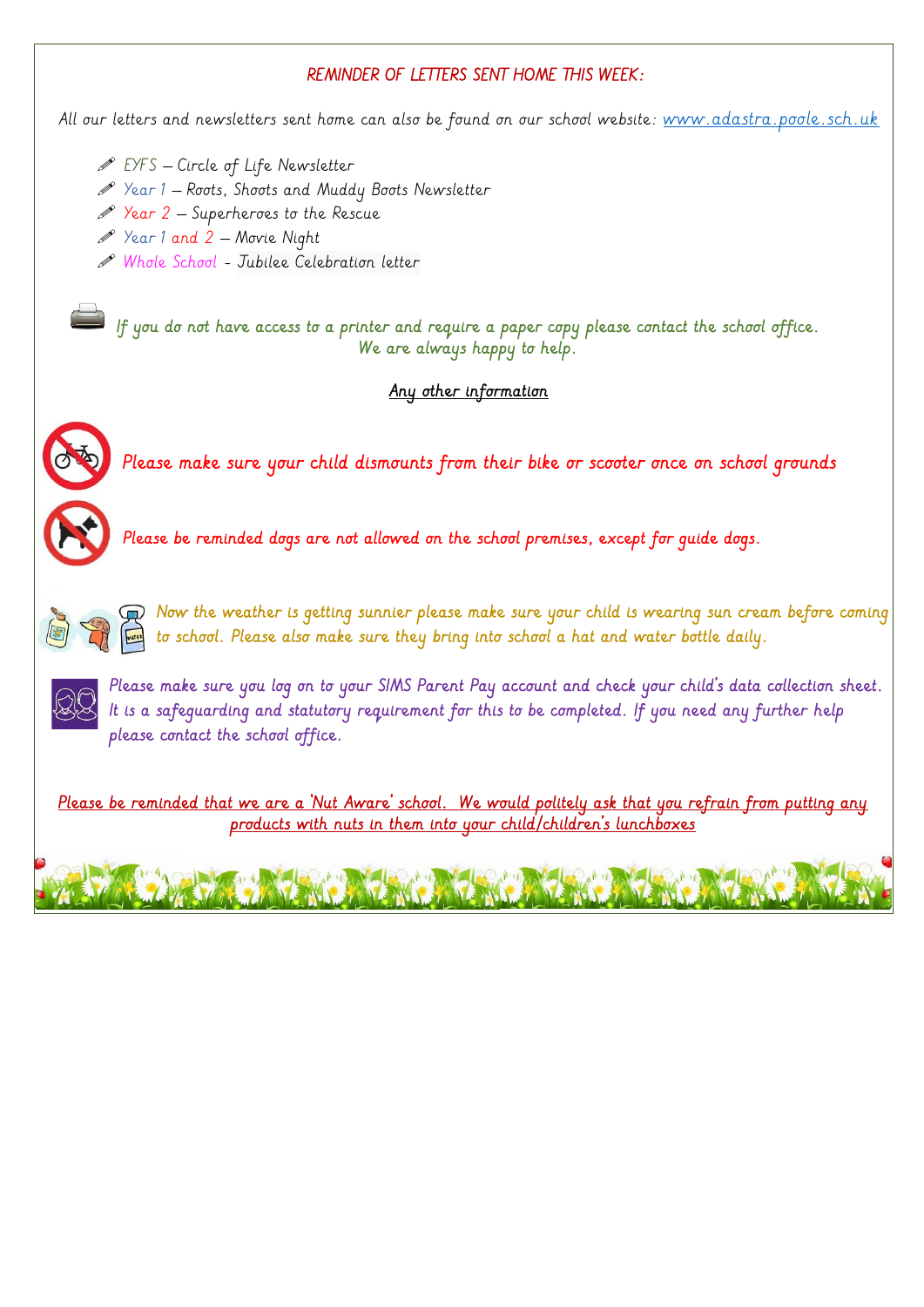## *REMINDER OF LETTERS SENT HOME THIS WEEK:*

*All our letters and newsletters sent home can also be found on our school website: www.adastra.poole.sch.uk*

- *EYFS – Circle of Life Newsletter*
- *Year 1 – Roots, Shoots and Muddy Boots Newsletter*
- *Year 2 – Superheroes to the Rescue*
- *Year 1 and 2 – Movie Night*
- *Whole School - Jubilee Celebration letter*

*If you do not have access to a printer and require a paper copy please contact the school office. We are always happy to help.*

### *Any other information*

*Please make sure your child dismounts from their bike or scooter once on school grounds*

*Please be reminded dogs are not allowed on the school premises, except for guide dogs.*

*Now the weather is getting sunnier please make sure your child is wearing sun cream before coming to school. Please also make sure they bring into school a hat and water bottle daily.*

*Please make sure you log on to your SIMS Parent Pay account and check your child's data collection sheet. It is a safeguarding and statutory requirement for this to be completed. If you need any further help please contact the school office.*

*Please be reminded that we are a 'Nut Aware' school. We would politely ask that you refrain from putting any products with nuts in them into your child/children's lunchboxes*